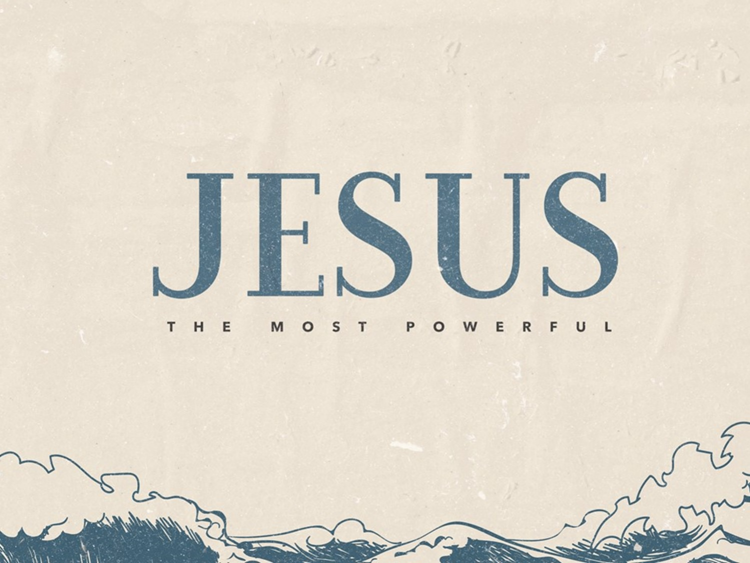# JESUS

THE MOST POWERFUL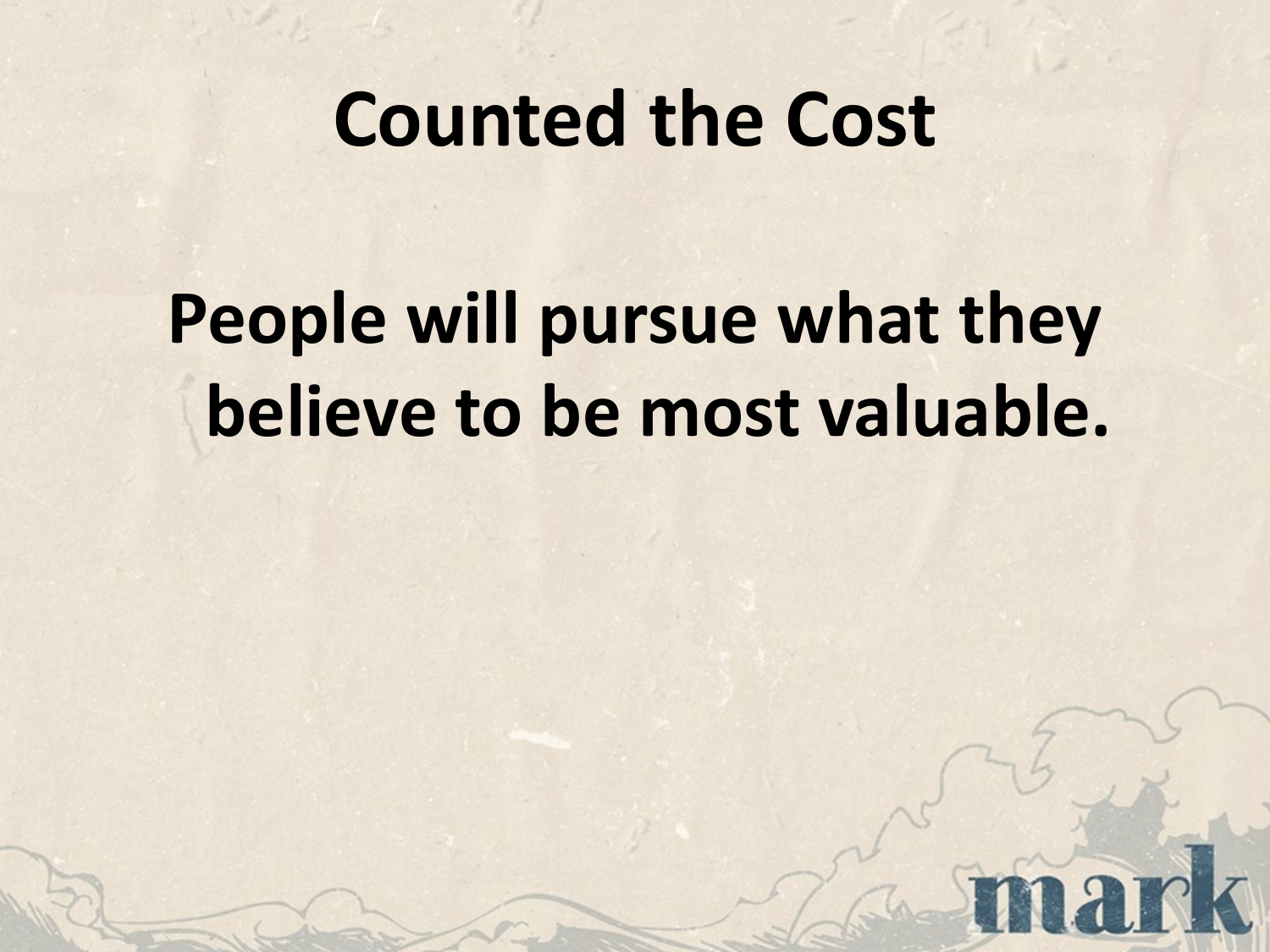# Counted the Cost

**People will pursue what they believe to be most valuable.**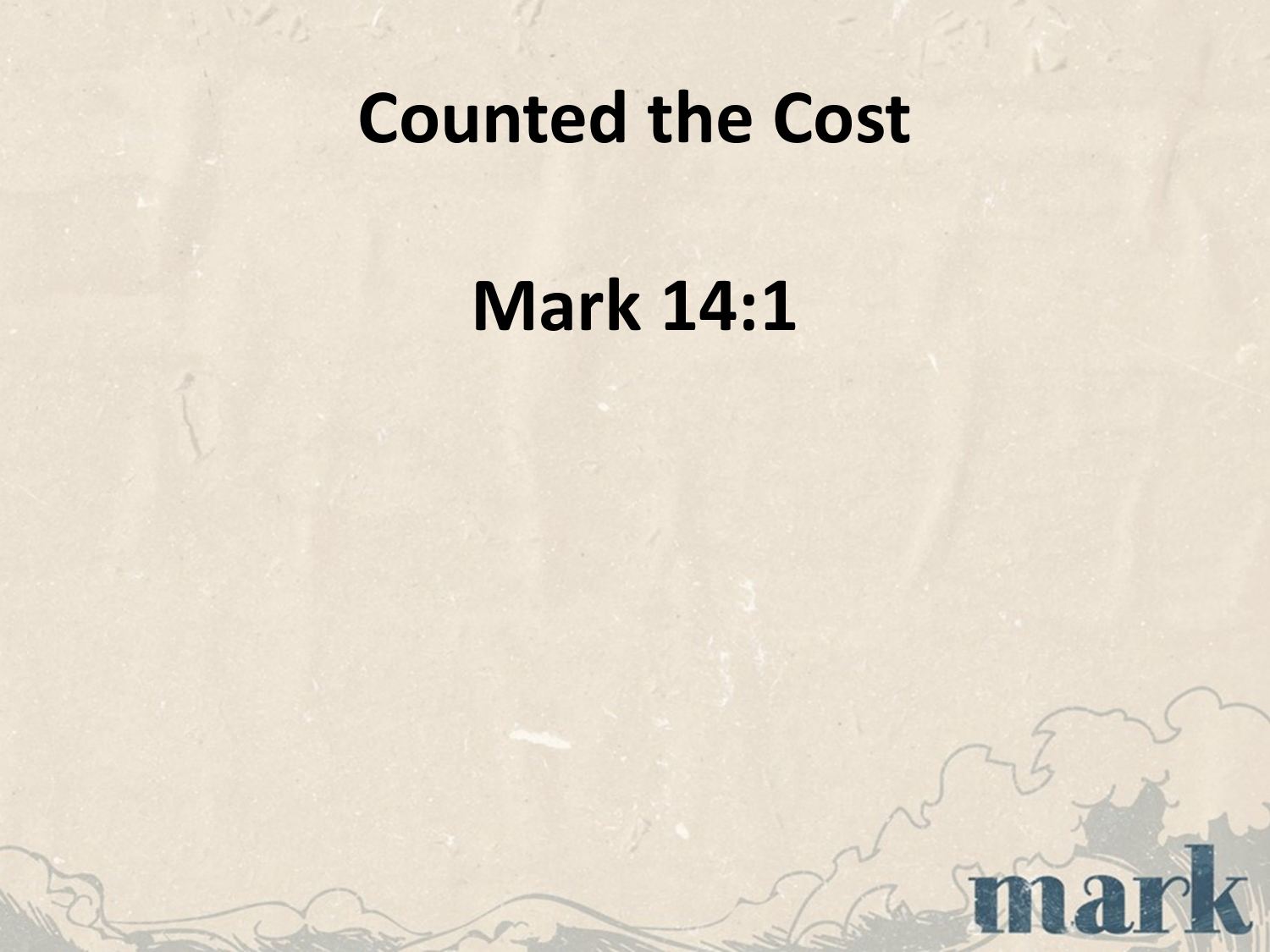# Counted the Cost

## Mark 14:1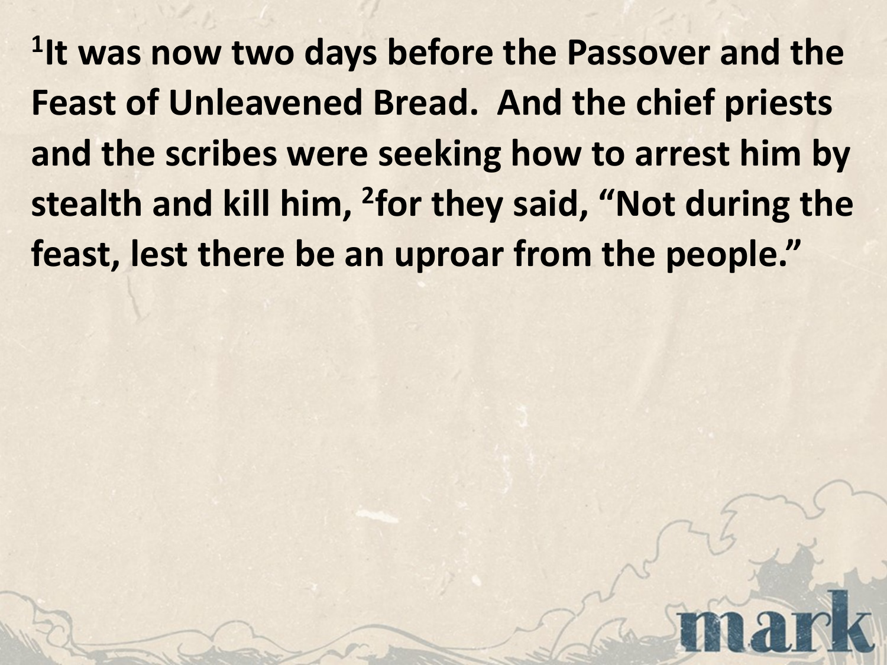[1]It was now two days before the Passover and the Feast of Unleavened Bread. And the chief priests and the scribes were seeking how to arrest him by stealth and kill him, [2]for they said, "Not during the feast, lest there be an uproar from the people."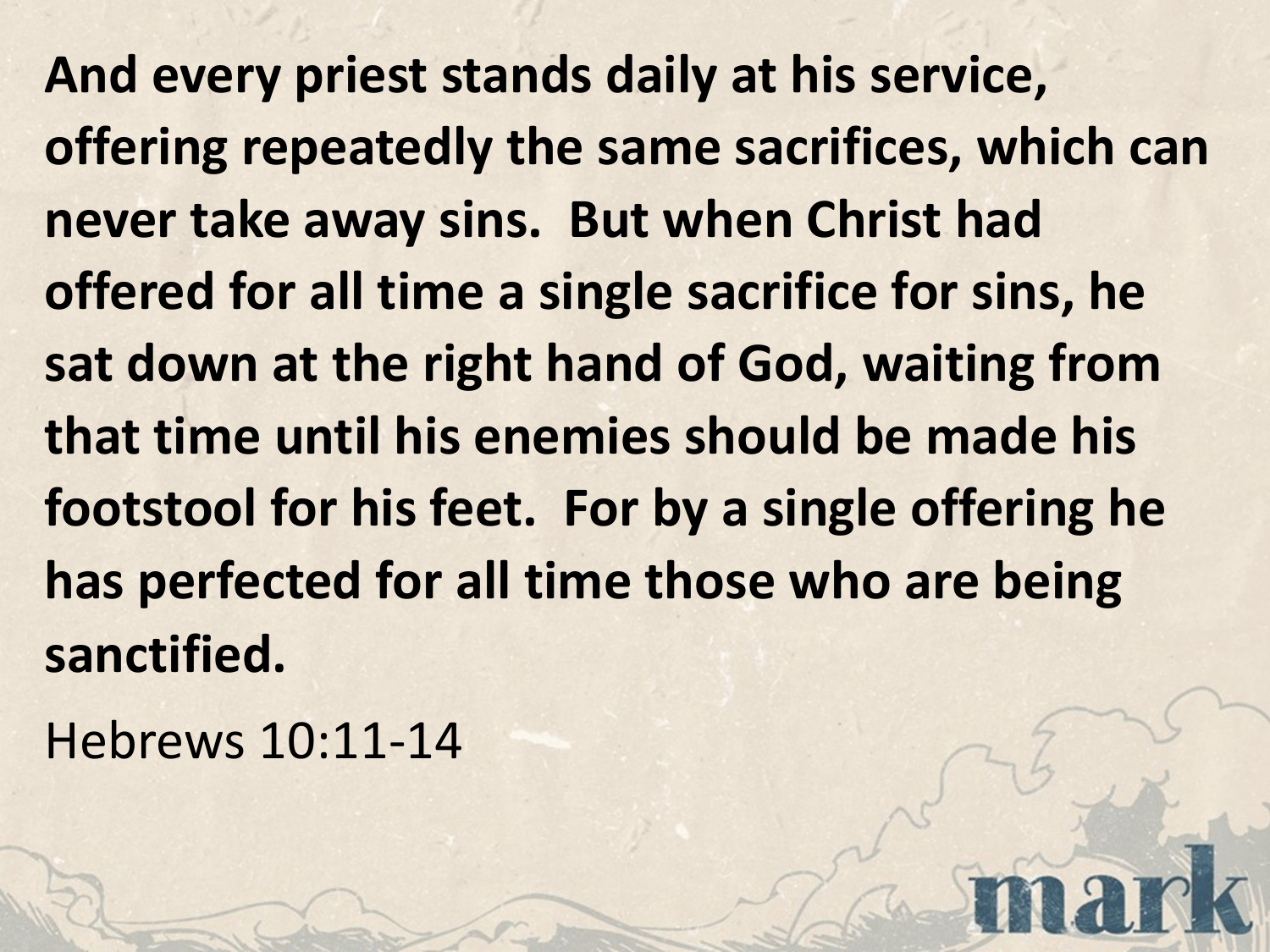**And every priest stands daily at his service, offering repeatedly the same sacrifices, which can never take away sins.  But when Christ had offered for all time a single sacrifice for sins, he sat down at the right hand of God, waiting from that time until his enemies should be made his footstool for his feet.  For by a single offering he has perfected for all time those who are being sanctified.**

Hebrews 10:11-14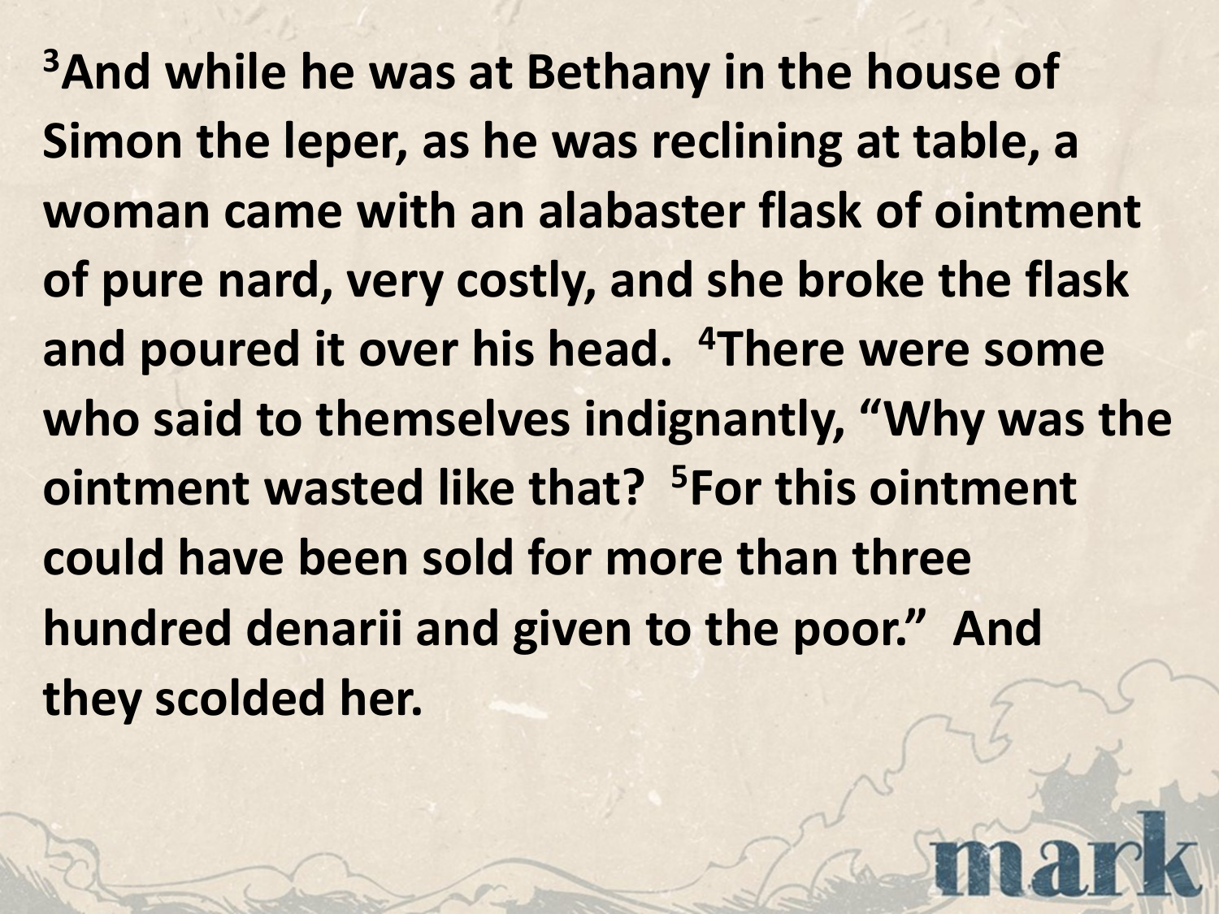**[3]And while he was at Bethany in the house of Simon the leper, as he was reclining at table, a woman came with an alabaster flask of ointment of pure nard, very costly, and she broke the flask and poured it over his head. [4]There were some who said to themselves indignantly, "Why was the ointment wasted like that? [5]For this ointment could have been sold for more than three hundred denarii and given to the poor." And they scolded her.**

mark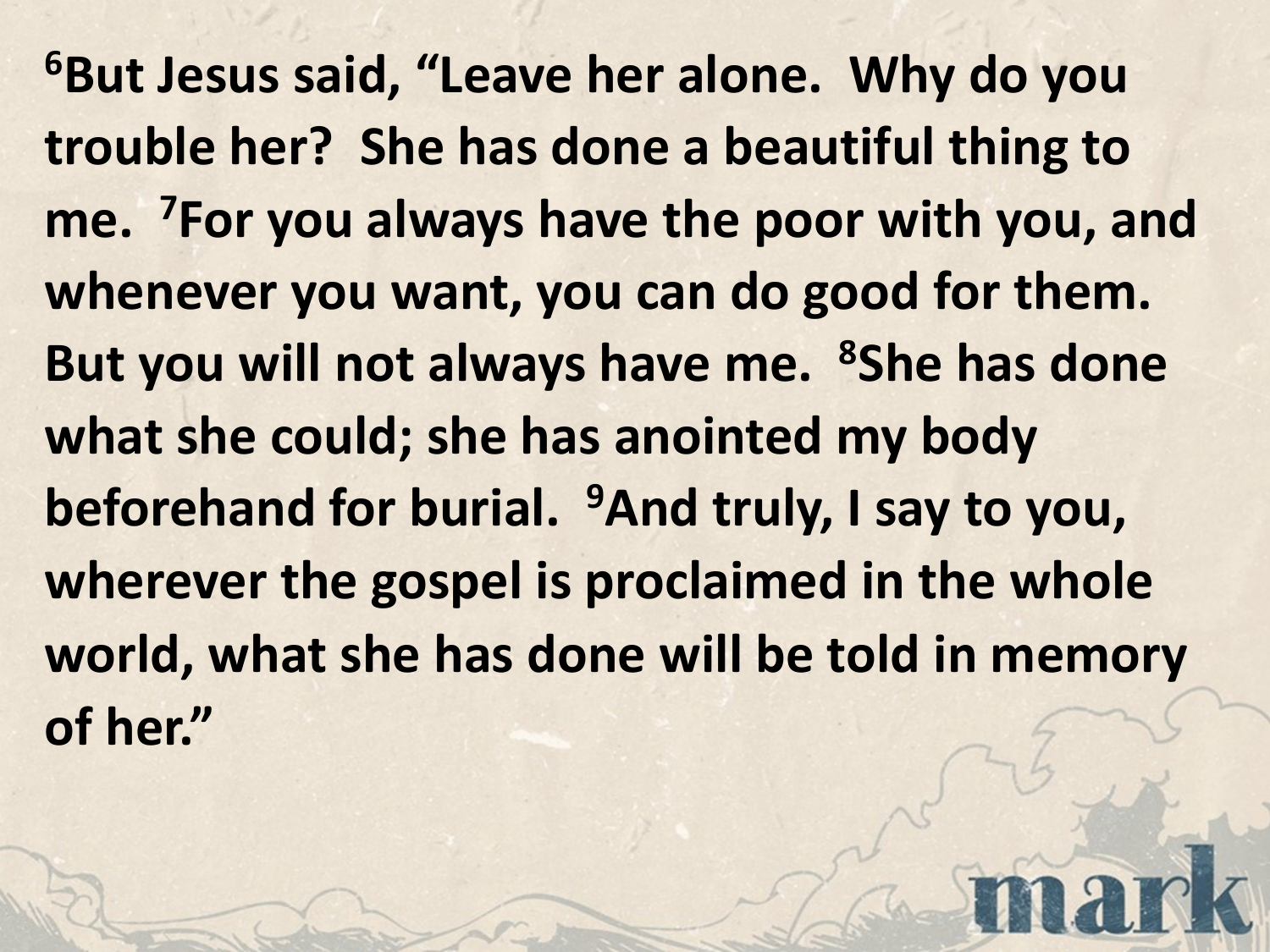**[6]But Jesus said, "Leave her alone. Why do you trouble her? She has done a beautiful thing to me. [7]For you always have the poor with you, and whenever you want, you can do good for them. But you will not always have me. [8]She has done what she could; she has anointed my body beforehand for burial. [9]And truly, I say to you, wherever the gospel is proclaimed in the whole world, what she has done will be told in memory of her."**

mark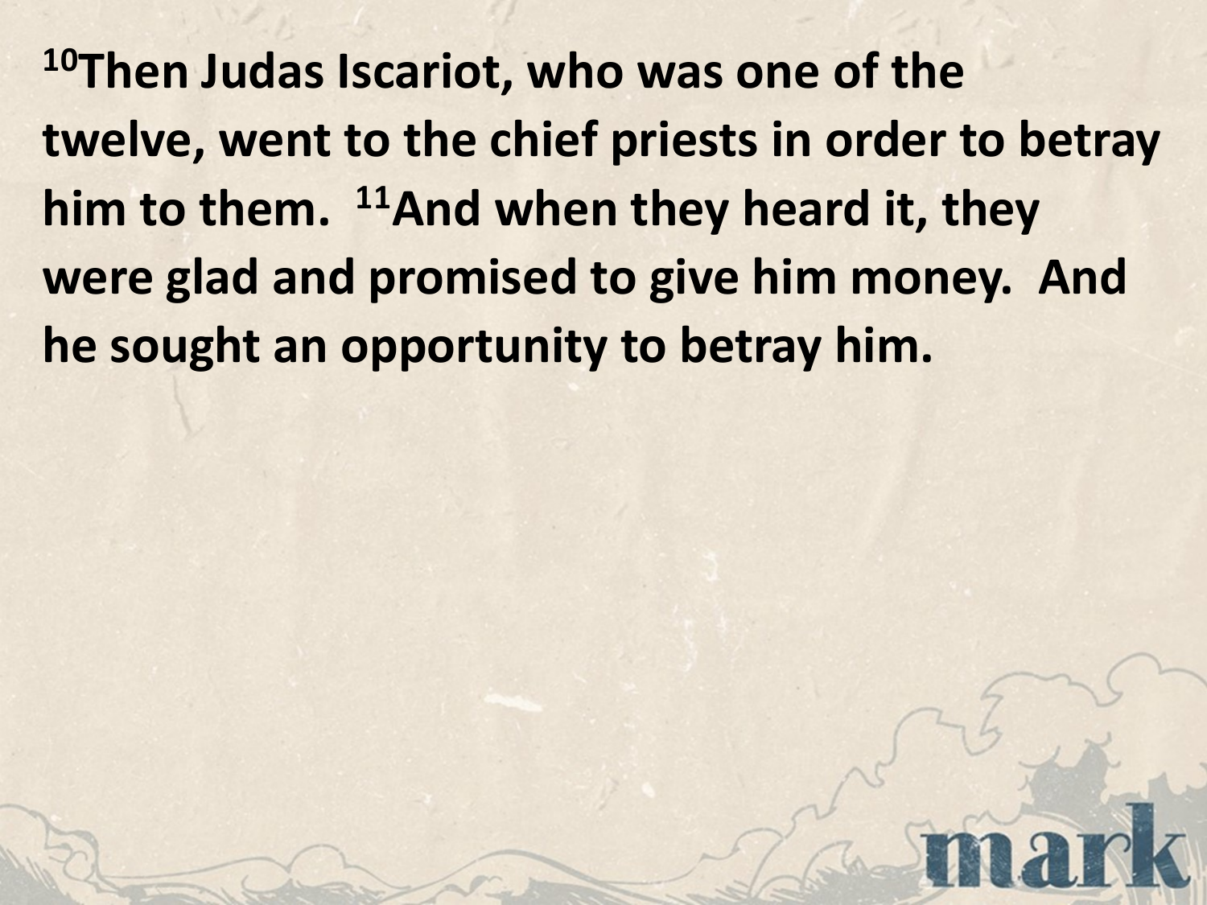**[10]Then Judas Iscariot, who was one of the twelve, went to the chief priests in order to betray him to them. [11]And when they heard it, they were glad and promised to give him money. And he sought an opportunity to betray him.**

mark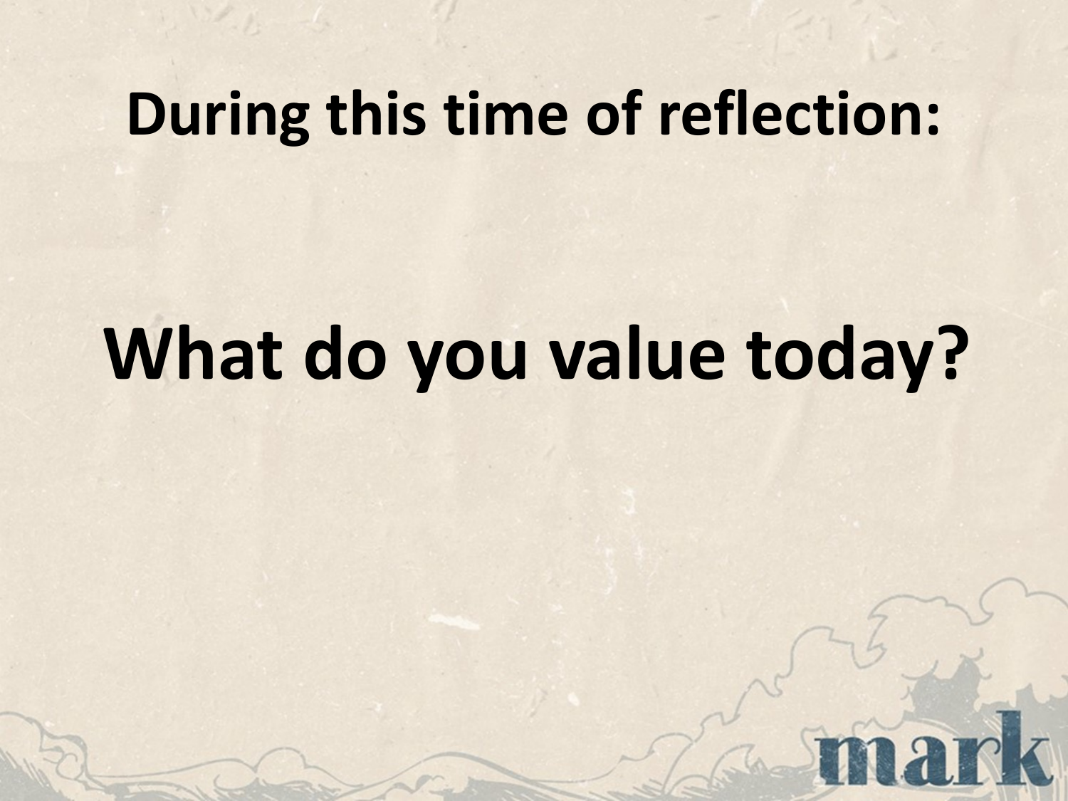# During this time of reflection:

# What do you value today?